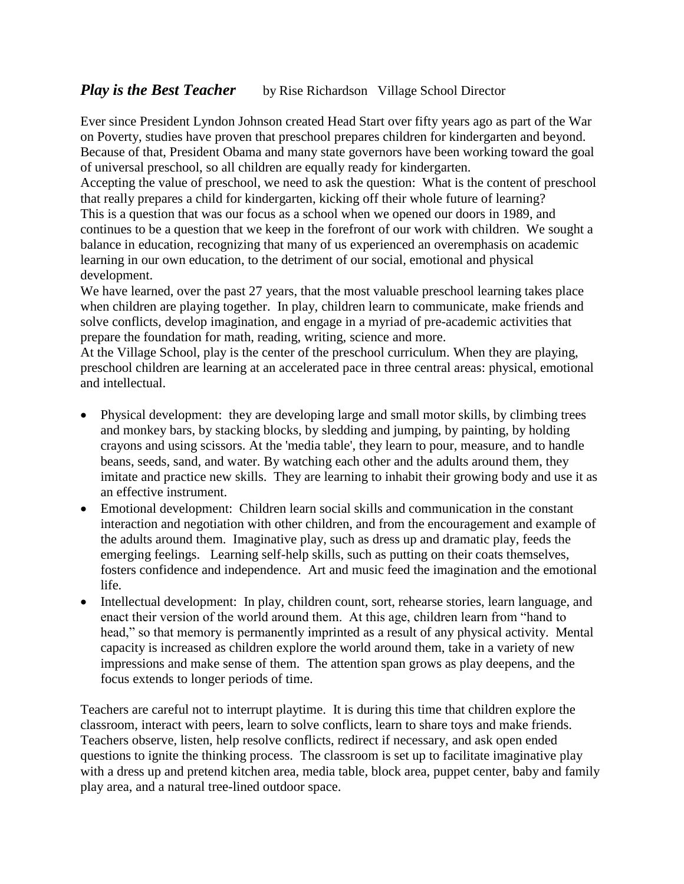***Play is the Best Teacher*** by Rise Richardson Village School Director

Ever since President Lyndon Johnson created Head Start over fifty years ago as part of the War on Poverty, studies have proven that preschool prepares children for kindergarten and beyond. Because of that, President Obama and many state governors have been working toward the goal of universal preschool, so all children are equally ready for kindergarten.

Accepting the value of preschool, we need to ask the question: What is the content of preschool that really prepares a child for kindergarten, kicking off their whole future of learning?

This is a question that was our focus as a school when we opened our doors in 1989, and continues to be a question that we keep in the forefront of our work with children. We sought a balance in education, recognizing that many of us experienced an overemphasis on academic learning in our own education, to the detriment of our social, emotional and physical development.

We have learned, over the past 27 years, that the most valuable preschool learning takes place when children are playing together. In play, children learn to communicate, make friends and solve conflicts, develop imagination, and engage in a myriad of pre-academic activities that prepare the foundation for math, reading, writing, science and more.

At the Village School, play is the center of the preschool curriculum. When they are playing, preschool children are learning at an accelerated pace in three central areas: physical, emotional and intellectual.

- Physical development: they are developing large and small motor skills, by climbing trees and monkey bars, by stacking blocks, by sledding and jumping, by painting, by holding crayons and using scissors. At the 'media table', they learn to pour, measure, and to handle beans, seeds, sand, and water. By watching each other and the adults around them, they imitate and practice new skills. They are learning to inhabit their growing body and use it as an effective instrument.
- Emotional development: Children learn social skills and communication in the constant interaction and negotiation with other children, and from the encouragement and example of the adults around them. Imaginative play, such as dress up and dramatic play, feeds the emerging feelings. Learning self-help skills, such as putting on their coats themselves, fosters confidence and independence. Art and music feed the imagination and the emotional life.
- Intellectual development: In play, children count, sort, rehearse stories, learn language, and enact their version of the world around them. At this age, children learn from "hand to head," so that memory is permanently imprinted as a result of any physical activity. Mental capacity is increased as children explore the world around them, take in a variety of new impressions and make sense of them. The attention span grows as play deepens, and the focus extends to longer periods of time.

Teachers are careful not to interrupt playtime. It is during this time that children explore the classroom, interact with peers, learn to solve conflicts, learn to share toys and make friends. Teachers observe, listen, help resolve conflicts, redirect if necessary, and ask open ended questions to ignite the thinking process. The classroom is set up to facilitate imaginative play with a dress up and pretend kitchen area, media table, block area, puppet center, baby and family play area, and a natural tree-lined outdoor space.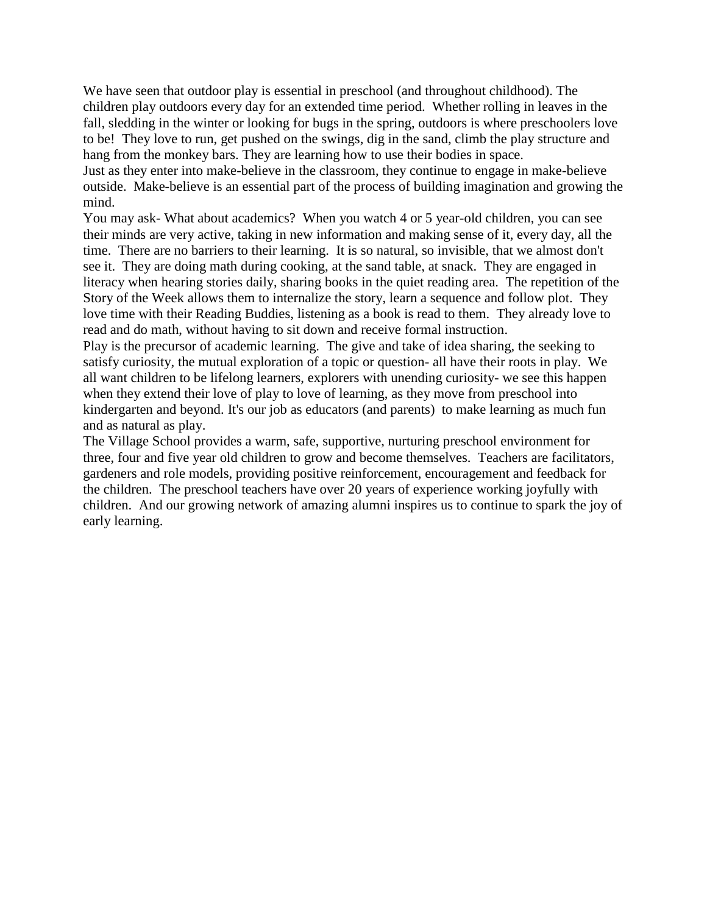We have seen that outdoor play is essential in preschool (and throughout childhood). The children play outdoors every day for an extended time period. Whether rolling in leaves in the fall, sledding in the winter or looking for bugs in the spring, outdoors is where preschoolers love to be! They love to run, get pushed on the swings, dig in the sand, climb the play structure and hang from the monkey bars. They are learning how to use their bodies in space.

Just as they enter into make-believe in the classroom, they continue to engage in make-believe outside. Make-believe is an essential part of the process of building imagination and growing the mind.

You may ask- What about academics? When you watch 4 or 5 year-old children, you can see their minds are very active, taking in new information and making sense of it, every day, all the time. There are no barriers to their learning. It is so natural, so invisible, that we almost don't see it. They are doing math during cooking, at the sand table, at snack. They are engaged in literacy when hearing stories daily, sharing books in the quiet reading area. The repetition of the Story of the Week allows them to internalize the story, learn a sequence and follow plot. They love time with their Reading Buddies, listening as a book is read to them. They already love to read and do math, without having to sit down and receive formal instruction.

Play is the precursor of academic learning. The give and take of idea sharing, the seeking to satisfy curiosity, the mutual exploration of a topic or question- all have their roots in play. We all want children to be lifelong learners, explorers with unending curiosity- we see this happen when they extend their love of play to love of learning, as they move from preschool into kindergarten and beyond. It's our job as educators (and parents) to make learning as much fun and as natural as play.

The Village School provides a warm, safe, supportive, nurturing preschool environment for three, four and five year old children to grow and become themselves. Teachers are facilitators, gardeners and role models, providing positive reinforcement, encouragement and feedback for the children. The preschool teachers have over 20 years of experience working joyfully with children. And our growing network of amazing alumni inspires us to continue to spark the joy of early learning.